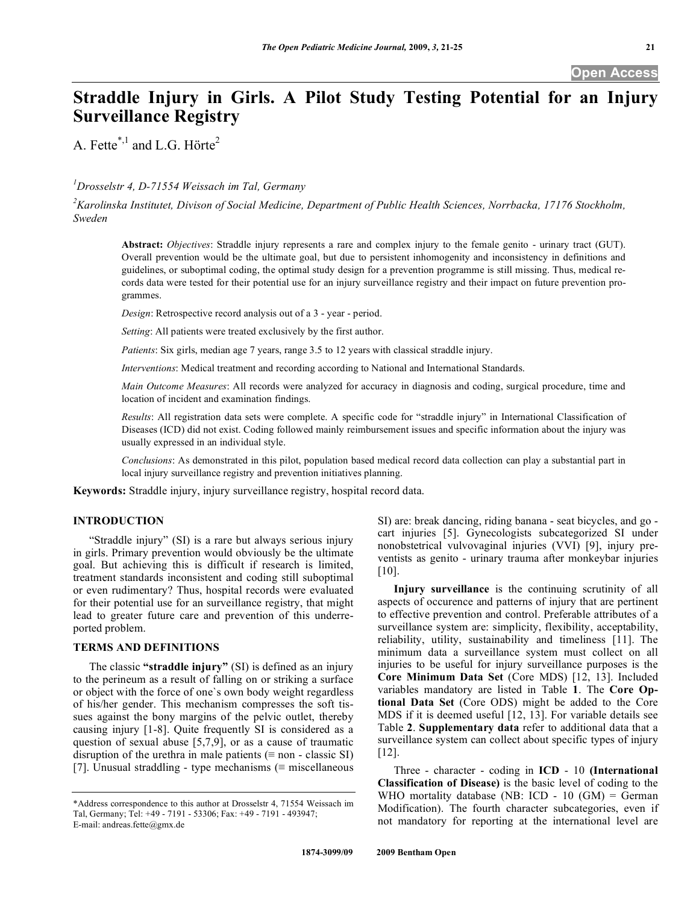# Straddle Injury in Girls. A Pilot Study Testing Potential for an Injury Surveillance Registry

A. Fette[*,1] and L.G. Hörte[2]

[1]*Drosselstr 4, D-71554 Weissach im Tal, Germany*

[2]*Karolinska Institutet, Divison of Social Medicine, Department of Public Health Sciences, Norrbacka, 17176 Stockholm, Sweden*

**Abstract:** *Objectives*: Straddle injury represents a rare and complex injury to the female genito - urinary tract (GUT). Overall prevention would be the ultimate goal, but due to persistent inhomogenity and inconsistency in definitions and guidelines, or suboptimal coding, the optimal study design for a prevention programme is still missing. Thus, medical records data were tested for their potential use for an injury surveillance registry and their impact on future prevention programmes.

*Design*: Retrospective record analysis out of a 3 - year - period.

*Setting*: All patients were treated exclusively by the first author.

*Patients*: Six girls, median age 7 years, range 3.5 to 12 years with classical straddle injury.

*Interventions*: Medical treatment and recording according to National and International Standards.

*Main Outcome Measures*: All records were analyzed for accuracy in diagnosis and coding, surgical procedure, time and location of incident and examination findings.

*Results*: All registration data sets were complete. A specific code for "straddle injury" in International Classification of Diseases (ICD) did not exist. Coding followed mainly reimbursement issues and specific information about the injury was usually expressed in an individual style.

*Conclusions*: As demonstrated in this pilot, population based medical record data collection can play a substantial part in local injury surveillance registry and prevention initiatives planning.

**Keywords:** Straddle injury, injury surveillance registry, hospital record data.

## INTRODUCTION

"Straddle injury" (SI) is a rare but always serious injury in girls. Primary prevention would obviously be the ultimate goal. But achieving this is difficult if research is limited, treatment standards inconsistent and coding still suboptimal or even rudimentary? Thus, hospital records were evaluated for their potential use for an surveillance registry, that might lead to greater future care and prevention of this underreported problem.

## TERMS AND DEFINITIONS

The classic **"straddle injury"** (SI) is defined as an injury to the perineum as a result of falling on or striking a surface or object with the force of one`s own body weight regardless of his/her gender. This mechanism compresses the soft tissues against the bony margins of the pelvic outlet, thereby causing injury [1-8]. Quite frequently SI is considered as a question of sexual abuse [5,7,9], or as a cause of traumatic disruption of the urethra in male patients (≡ non - classic SI) [7]. Unusual straddling - type mechanisms (≡ miscellaneous SI) are: break dancing, riding banana - seat bicycles, and go - cart injuries [5]. Gynecologists subcategorized SI under nonobstetrical vulvovaginal injuries (VVI) [9], injury preventists as genito - urinary trauma after monkeybar injuries [10].

**Injury surveillance** is the continuing scrutinity of all aspects of occurence and patterns of injury that are pertinent to effective prevention and control. Preferable attributes of a surveillance system are: simplicity, flexibility, acceptability, reliability, utility, sustainability and timeliness [11]. The minimum data a surveillance system must collect on all injuries to be useful for injury surveillance purposes is the **Core Minimum Data Set** (Core MDS) [12, 13]. Included variables mandatory are listed in Table **1**. The **Core Optional Data Set** (Core ODS) might be added to the Core MDS if it is deemed useful [12, 13]. For variable details see Table **2**. **Supplementary data** refer to additional data that a surveillance system can collect about specific types of injury [12].

Three - character - coding in **ICD** - 10 **(International Classification of Disease)** is the basic level of coding to the WHO mortality database (NB: ICD - 10 (GM) = German Modification). The fourth character subcategories, even if not mandatory for reporting at the international level are

---

*Address correspondence to this author at Drosselstr 4, 71554 Weissach im Tal, Germany; Tel: +49 - 7191 - 53306; Fax: +49 - 7191 - 493947; E-mail: andreas.fette@gmx.de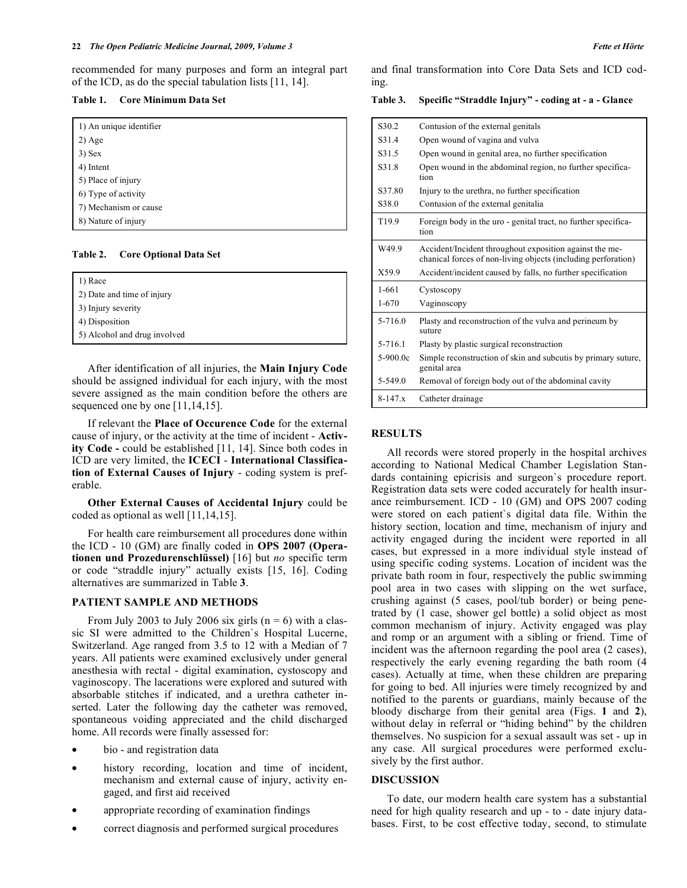recommended for many purposes and form an integral part of the ICD, as do the special tabulation lists [11, 14].

**Table 1. Core Minimum Data Set**

| |
|---|
| 1) An unique identifier |
| 2) Age |
| 3) Sex |
| 4) Intent |
| 5) Place of injury |
| 6) Type of activity |
| 7) Mechanism or cause |
| 8) Nature of injury |

**Table 2. Core Optional Data Set**

| |
|---|
| 1) Race |
| 2) Date and time of injury |
| 3) Injury severity |
| 4) Disposition |
| 5) Alcohol and drug involved |

After identification of all injuries, the **Main Injury Code** should be assigned individual for each injury, with the most severe assigned as the main condition before the others are sequenced one by one [11,14,15].

If relevant the **Place of Occurence Code** for the external cause of injury, or the activity at the time of incident - **Activity Code -** could be established [11, 14]. Since both codes in ICD are very limited, the **ICECI** - **International Classification of External Causes of Injury** - coding system is preferable.

**Other External Causes of Accidental Injury** could be coded as optional as well [11,14,15].

For health care reimbursement all procedures done within the ICD - 10 (GM) are finally coded in **OPS 2007 (Operationen und Prozedurenschlüssel)** [16] but *no* specific term or code "straddle injury" actually exists [15, 16]. Coding alternatives are summarized in Table **3**.

## PATIENT SAMPLE AND METHODS

From July 2003 to July 2006 six girls (n = 6) with a classic SI were admitted to the Children`s Hospital Lucerne, Switzerland. Age ranged from 3.5 to 12 with a Median of 7 years. All patients were examined exclusively under general anesthesia with rectal - digital examination, cystoscopy and vaginoscopy. The lacerations were explored and sutured with absorbable stitches if indicated, and a urethra catheter inserted. Later the following day the catheter was removed, spontaneous voiding appreciated and the child discharged home. All records were finally assessed for:

- bio - and registration data
- history recording, location and time of incident, mechanism and external cause of injury, activity engaged, and first aid received
- appropriate recording of examination findings
- correct diagnosis and performed surgical procedures

and final transformation into Core Data Sets and ICD coding.

**Table 3. Specific "Straddle Injury" - coding at - a - Glance**

| | |
|---|---|
| S30.2 | Contusion of the external genitals |
| S31.4 | Open wound of vagina and vulva |
| S31.5 | Open wound in genital area, no further specification |
| S31.8 | Open wound in the abdominal region, no further specification |
| S37.80 | Injury to the urethra, no further specification |
| S38.0 | Contusion of the external genitalia |
| T19.9 | Foreign body in the uro - genital tract, no further specification |
| W49.9 | Accident/Incident throughout exposition against the mechanical forces of non-living objects (including perforation) |
| X59.9 | Accident/incident caused by falls, no further specification |
| 1-661 | Cystoscopy |
| 1-670 | Vaginoscopy |
| 5-716.0 | Plasty and reconstruction of the vulva and perineum by suture |
| 5-716.1 | Plasty by plastic surgical reconstruction |
| 5-900.0c | Simple reconstruction of skin and subcutis by primary suture, genital area |
| 5-549.0 | Removal of foreign body out of the abdominal cavity |
| 8-147.x | Catheter drainage |

## RESULTS

All records were stored properly in the hospital archives according to National Medical Chamber Legislation Standards containing epicrisis and surgeon`s procedure report. Registration data sets were coded accurately for health insurance reimbursement. ICD - 10 (GM) and OPS 2007 coding were stored on each patient`s digital data file. Within the history section, location and time, mechanism of injury and activity engaged during the incident were reported in all cases, but expressed in a more individual style instead of using specific coding systems. Location of incident was the private bath room in four, respectively the public swimming pool area in two cases with slipping on the wet surface, crushing against (5 cases, pool/tub border) or being penetrated by (1 case, shower gel bottle) a solid object as most common mechanism of injury. Activity engaged was play and romp or an argument with a sibling or friend. Time of incident was the afternoon regarding the pool area (2 cases), respectively the early evening regarding the bath room (4 cases). Actually at time, when these children are preparing for going to bed. All injuries were timely recognized by and notified to the parents or guardians, mainly because of the bloody discharge from their genital area (Figs. **1** and **2**), without delay in referral or "hiding behind" by the children themselves. No suspicion for a sexual assault was set - up in any case. All surgical procedures were performed exclusively by the first author.

## DISCUSSION

To date, our modern health care system has a substantial need for high quality research and up - to - date injury databases. First, to be cost effective today, second, to stimulate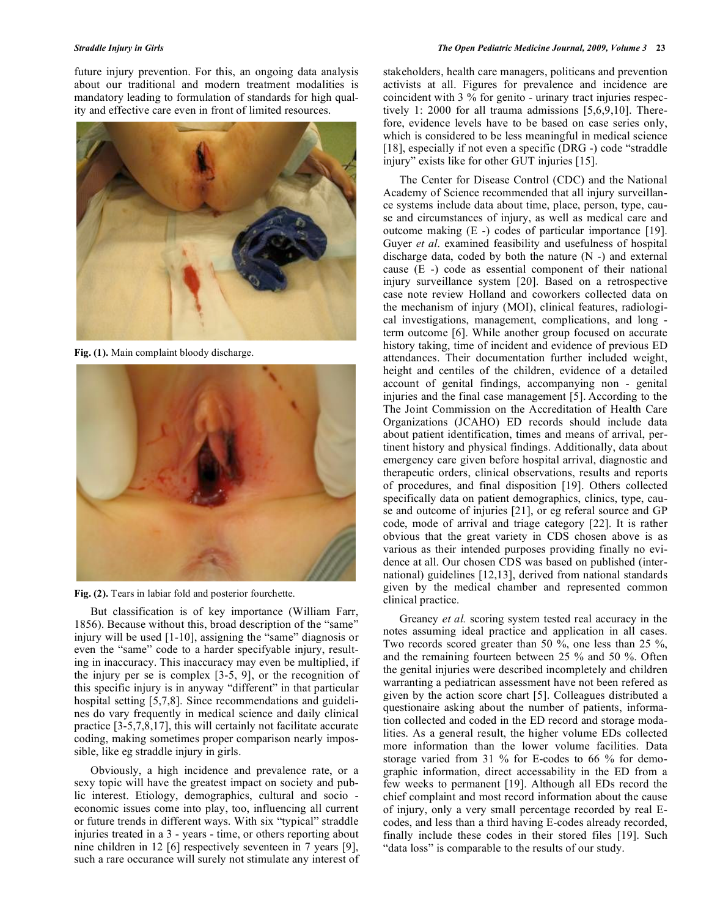future injury prevention. For this, an ongoing data analysis about our traditional and modern treatment modalities is mandatory leading to formulation of standards for high quality and effective care even in front of limited resources.

**Fig. (1).** Main complaint bloody discharge.

**Fig. (2).** Tears in labiar fold and posterior fourchette.

But classification is of key importance (William Farr, 1856). Because without this, broad description of the "same" injury will be used [1-10], assigning the "same" diagnosis or even the "same" code to a harder specifyable injury, resulting in inaccuracy. This inaccuracy may even be multiplied, if the injury per se is complex [3-5, 9], or the recognition of this specific injury is in anyway "different" in that particular hospital setting [5,7,8]. Since recommendations and guidelines do vary frequently in medical science and daily clinical practice [3-5,7,8,17], this will certainly not facilitate accurate coding, making sometimes proper comparison nearly impossible, like eg straddle injury in girls.

Obviously, a high incidence and prevalence rate, or a sexy topic will have the greatest impact on society and public interest. Etiology, demographics, cultural and socio - economic issues come into play, too, influencing all current or future trends in different ways. With six "typical" straddle injuries treated in a 3 - years - time, or others reporting about nine children in 12 [6] respectively seventeen in 7 years [9], such a rare occurance will surely not stimulate any interest of stakeholders, health care managers, politicans and prevention activists at all. Figures for prevalence and incidence are coincident with 3 % for genito - urinary tract injuries respectively 1: 2000 for all trauma admissions [5,6,9,10]. Therefore, evidence levels have to be based on case series only, which is considered to be less meaningful in medical science [18], especially if not even a specific (DRG -) code "straddle injury" exists like for other GUT injuries [15].

The Center for Disease Control (CDC) and the National Academy of Science recommended that all injury surveillance systems include data about time, place, person, type, cause and circumstances of injury, as well as medical care and outcome making (E -) codes of particular importance [19]. Guyer *et al.* examined feasibility and usefulness of hospital discharge data, coded by both the nature (N -) and external cause (E -) code as essential component of their national injury surveillance system [20]. Based on a retrospective case note review Holland and coworkers collected data on the mechanism of injury (MOI), clinical features, radiological investigations, management, complications, and long - term outcome [6]. While another group focused on accurate history taking, time of incident and evidence of previous ED attendances. Their documentation further included weight, height and centiles of the children, evidence of a detailed account of genital findings, accompanying non - genital injuries and the final case management [5]. According to the The Joint Commission on the Accreditation of Health Care Organizations (JCAHO) ED records should include data about patient identification, times and means of arrival, pertinent history and physical findings. Additionally, data about emergency care given before hospital arrival, diagnostic and therapeutic orders, clinical observations, results and reports of procedures, and final disposition [19]. Others collected specifically data on patient demographics, clinics, type, cause and outcome of injuries [21], or eg referal source and GP code, mode of arrival and triage category [22]. It is rather obvious that the great variety in CDS chosen above is as various as their intended purposes providing finally no evidence at all. Our chosen CDS was based on published (international) guidelines [12,13], derived from national standards given by the medical chamber and represented common clinical practice.

Greaney *et al.* scoring system tested real accuracy in the notes assuming ideal practice and application in all cases. Two records scored greater than 50 %, one less than 25 %, and the remaining fourteen between 25 % and 50 %. Often the genital injuries were described incompletely and children warranting a pediatrician assessment have not been refered as given by the action score chart [5]. Colleagues distributed a questionaire asking about the number of patients, information collected and coded in the ED record and storage modalities. As a general result, the higher volume EDs collected more information than the lower volume facilities. Data storage varied from 31 % for E-codes to 66 % for demographic information, direct accessability in the ED from a few weeks to permanent [19]. Although all EDs record the chief complaint and most record information about the cause of injury, only a very small percentage recorded by real E-codes, and less than a third having E-codes already recorded, finally include these codes in their stored files [19]. Such "data loss" is comparable to the results of our study.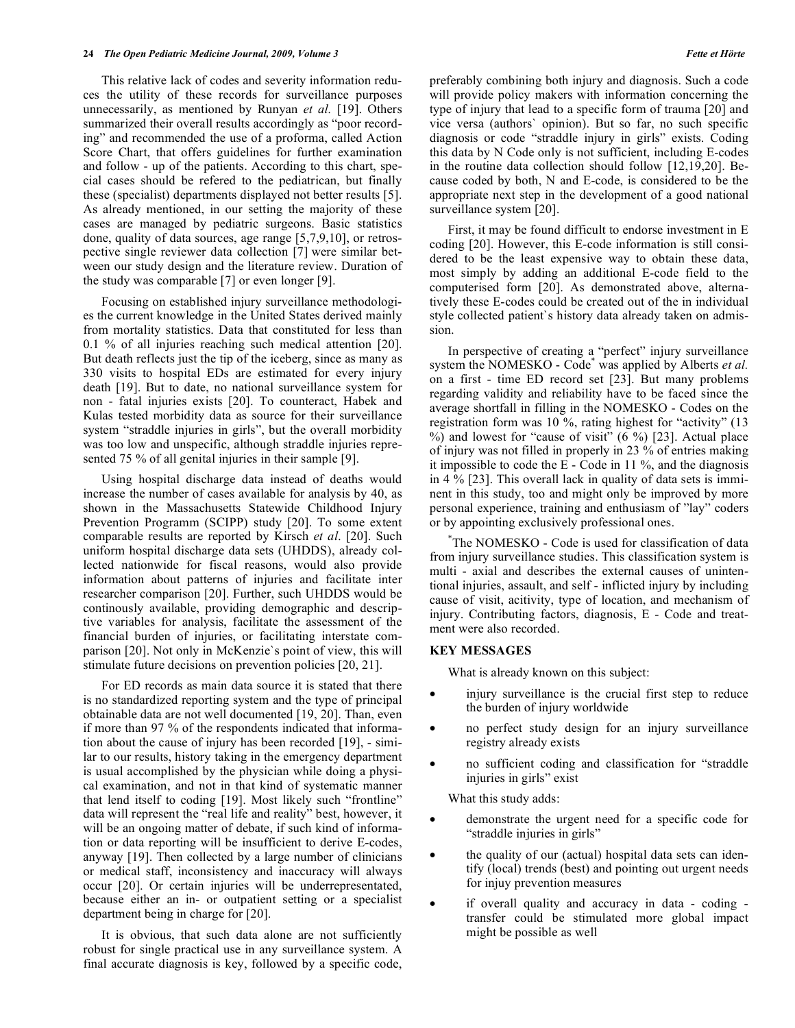This relative lack of codes and severity information reduces the utility of these records for surveillance purposes unnecessarily, as mentioned by Runyan *et al.* [19]. Others summarized their overall results accordingly as "poor recording" and recommended the use of a proforma, called Action Score Chart, that offers guidelines for further examination and follow - up of the patients. According to this chart, special cases should be refered to the pediatrican, but finally these (specialist) departments displayed not better results [5]. As already mentioned, in our setting the majority of these cases are managed by pediatric surgeons. Basic statistics done, quality of data sources, age range [5,7,9,10], or retrospective single reviewer data collection [7] were similar between our study design and the literature review. Duration of the study was comparable [7] or even longer [9].

Focusing on established injury surveillance methodologies the current knowledge in the United States derived mainly from mortality statistics. Data that constituted for less than 0.1 % of all injuries reaching such medical attention [20]. But death reflects just the tip of the iceberg, since as many as 330 visits to hospital EDs are estimated for every injury death [19]. But to date, no national surveillance system for non - fatal injuries exists [20]. To counteract, Habek and Kulas tested morbidity data as source for their surveillance system "straddle injuries in girls", but the overall morbidity was too low and unspecific, although straddle injuries represented 75 % of all genital injuries in their sample [9].

Using hospital discharge data instead of deaths would increase the number of cases available for analysis by 40, as shown in the Massachusetts Statewide Childhood Injury Prevention Programm (SCIPP) study [20]. To some extent comparable results are reported by Kirsch *et al.* [20]. Such uniform hospital discharge data sets (UHDDS), already collected nationwide for fiscal reasons, would also provide information about patterns of injuries and facilitate inter researcher comparison [20]. Further, such UHDDS would be continously available, providing demographic and descriptive variables for analysis, facilitate the assessment of the financial burden of injuries, or facilitating interstate comparison [20]. Not only in McKenzie`s point of view, this will stimulate future decisions on prevention policies [20, 21].

For ED records as main data source it is stated that there is no standardized reporting system and the type of principal obtainable data are not well documented [19, 20]. Than, even if more than 97 % of the respondents indicated that information about the cause of injury has been recorded [19], - similar to our results, history taking in the emergency department is usual accomplished by the physician while doing a physical examination, and not in that kind of systematic manner that lend itself to coding [19]. Most likely such "frontline" data will represent the "real life and reality" best, however, it will be an ongoing matter of debate, if such kind of information or data reporting will be insufficient to derive E-codes, anyway [19]. Then collected by a large number of clinicians or medical staff, inconsistency and inaccuracy will always occur [20]. Or certain injuries will be underrepresentated, because either an in- or outpatient setting or a specialist department being in charge for [20].

It is obvious, that such data alone are not sufficiently robust for single practical use in any surveillance system. A final accurate diagnosis is key, followed by a specific code, preferably combining both injury and diagnosis. Such a code will provide policy makers with information concerning the type of injury that lead to a specific form of trauma [20] and vice versa (authors` opinion). But so far, no such specific diagnosis or code "straddle injury in girls" exists. Coding this data by N Code only is not sufficient, including E-codes in the routine data collection should follow [12,19,20]. Because coded by both, N and E-code, is considered to be the appropriate next step in the development of a good national surveillance system [20].

First, it may be found difficult to endorse investment in E coding [20]. However, this E-code information is still considered to be the least expensive way to obtain these data, most simply by adding an additional E-code field to the computerised form [20]. As demonstrated above, alternatively these E-codes could be created out of the in individual style collected patient`s history data already taken on admission.

In perspective of creating a "perfect" injury surveillance system the NOMESKO - Code* was applied by Alberts *et al.* on a first - time ED record set [23]. But many problems regarding validity and reliability have to be faced since the average shortfall in filling in the NOMESKO - Codes on the registration form was 10 %, rating highest for "activity" (13 %) and lowest for "cause of visit" (6 %) [23]. Actual place of injury was not filled in properly in 23 % of entries making it impossible to code the E - Code in 11 %, and the diagnosis in 4 % [23]. This overall lack in quality of data sets is imminent in this study, too and might only be improved by more personal experience, training and enthusiasm of "lay" coders or by appointing exclusively professional ones.

*The NOMESKO - Code is used for classification of data from injury surveillance studies. This classification system is multi - axial and describes the external causes of unintentional injuries, assault, and self - inflicted injury by including cause of visit, acitivity, type of location, and mechanism of injury. Contributing factors, diagnosis, E - Code and treatment were also recorded.

## KEY MESSAGES

What is already known on this subject:

- injury surveillance is the crucial first step to reduce the burden of injury worldwide
- no perfect study design for an injury surveillance registry already exists
- no sufficient coding and classification for "straddle injuries in girls" exist

What this study adds:

- demonstrate the urgent need for a specific code for "straddle injuries in girls"
- the quality of our (actual) hospital data sets can identify (local) trends (best) and pointing out urgent needs for injuy prevention measures
- if overall quality and accuracy in data - coding - transfer could be stimulated more global impact might be possible as well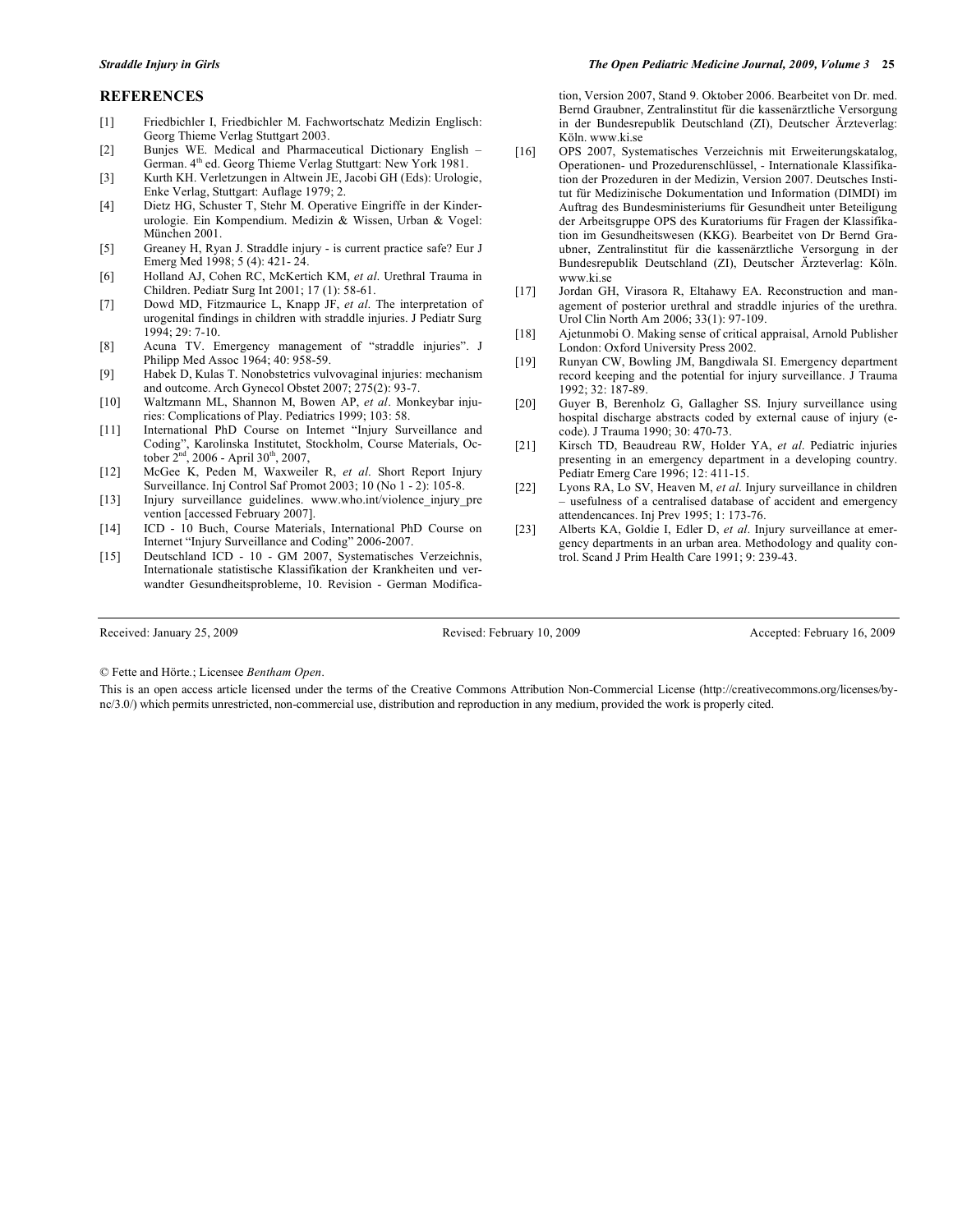## REFERENCES

[1] Friedbichler I, Friedbichler M. Fachwortschatz Medizin Englisch: Georg Thieme Verlag Stuttgart 2003.

[2] Bunjes WE. Medical and Pharmaceutical Dictionary English – German. 4th ed. Georg Thieme Verlag Stuttgart: New York 1981.

[3] Kurth KH. Verletzungen in Altwein JE, Jacobi GH (Eds): Urologie, Enke Verlag, Stuttgart: Auflage 1979; 2.

[4] Dietz HG, Schuster T, Stehr M. Operative Eingriffe in der Kinderurologie. Ein Kompendium. Medizin & Wissen, Urban & Vogel: München 2001.

[5] Greaney H, Ryan J. Straddle injury - is current practice safe? Eur J Emerg Med 1998; 5 (4): 421- 24.

[6] Holland AJ, Cohen RC, McKertich KM, *et al*. Urethral Trauma in Children. Pediatr Surg Int 2001; 17 (1): 58-61.

[7] Dowd MD, Fitzmaurice L, Knapp JF, *et al*. The interpretation of urogenital findings in children with straddle injuries. J Pediatr Surg 1994; 29: 7-10.

[8] Acuna TV. Emergency management of "straddle injuries". J Philipp Med Assoc 1964; 40: 958-59.

[9] Habek D, Kulas T. Nonobstetrics vulvovaginal injuries: mechanism and outcome. Arch Gynecol Obstet 2007; 275(2): 93-7.

[10] Waltzmann ML, Shannon M, Bowen AP, *et al*. Monkeybar injuries: Complications of Play. Pediatrics 1999; 103: 58.

[11] International PhD Course on Internet "Injury Surveillance and Coding", Karolinska Institutet, Stockholm, Course Materials, October 2nd, 2006 - April 30th, 2007,

[12] McGee K, Peden M, Waxweiler R, *et al*. Short Report Injury Surveillance. Inj Control Saf Promot 2003; 10 (No 1 - 2): 105-8.

[13] Injury surveillance guidelines. www.who.int/violence_injury_prevention [accessed February 2007].

[14] ICD - 10 Buch, Course Materials, International PhD Course on Internet "Injury Surveillance and Coding" 2006-2007.

[15] Deutschland ICD - 10 - GM 2007, Systematisches Verzeichnis, Internationale statistische Klassifikation der Krankheiten und verwandter Gesundheitsprobleme, 10. Revision - German Modification, Version 2007, Stand 9. Oktober 2006. Bearbeitet von Dr. med. Bernd Graubner, Zentralinstitut für die kassenärztliche Versorgung in der Bundesrepublik Deutschland (ZI), Deutscher Ärzteverlag: Köln. www.ki.se

[16] OPS 2007, Systematisches Verzeichnis mit Erweiterungskatalog, Operationen- und Prozedurenschlüssel, - Internationale Klassifikation der Prozeduren in der Medizin, Version 2007. Deutsches Institut für Medizinische Dokumentation und Information (DIMDI) im Auftrag des Bundesministeriums für Gesundheit unter Beteiligung der Arbeitsgruppe OPS des Kuratoriums für Fragen der Klassifikation im Gesundheitswesen (KKG). Bearbeitet von Dr Bernd Graubner, Zentralinstitut für die kassenärztliche Versorgung in der Bundesrepublik Deutschland (ZI), Deutscher Ärzteverlag: Köln. www.ki.se

[17] Jordan GH, Virasora R, Eltahawy EA. Reconstruction and management of posterior urethral and straddle injuries of the urethra. Urol Clin North Am 2006; 33(1): 97-109.

[18] Ajetunmobi O. Making sense of critical appraisal, Arnold Publisher London: Oxford University Press 2002.

[19] Runyan CW, Bowling JM, Bangdiwala SI. Emergency department record keeping and the potential for injury surveillance. J Trauma 1992; 32: 187-89.

[20] Guyer B, Berenholz G, Gallagher SS. Injury surveillance using hospital discharge abstracts coded by external cause of injury (e-code). J Trauma 1990; 30: 470-73.

[21] Kirsch TD, Beaudreau RW, Holder YA, *et al*. Pediatric injuries presenting in an emergency department in a developing country. Pediatr Emerg Care 1996; 12: 411-15.

[22] Lyons RA, Lo SV, Heaven M, *et al*. Injury surveillance in children – usefulness of a centralised database of accident and emergency attendencances. Inj Prev 1995; 1: 173-76.

[23] Alberts KA, Goldie I, Edler D, *et al*. Injury surveillance at emergency departments in an urban area. Methodology and quality control. Scand J Prim Health Care 1991; 9: 239-43.

Received: January 25, 2009 Revised: February 10, 2009 Accepted: February 16, 2009

© Fette and Hörte.; Licensee *Bentham Open*.

This is an open access article licensed under the terms of the Creative Commons Attribution Non-Commercial License (http://creativecommons.org/licenses/by-nc/3.0/) which permits unrestricted, non-commercial use, distribution and reproduction in any medium, provided the work is properly cited.